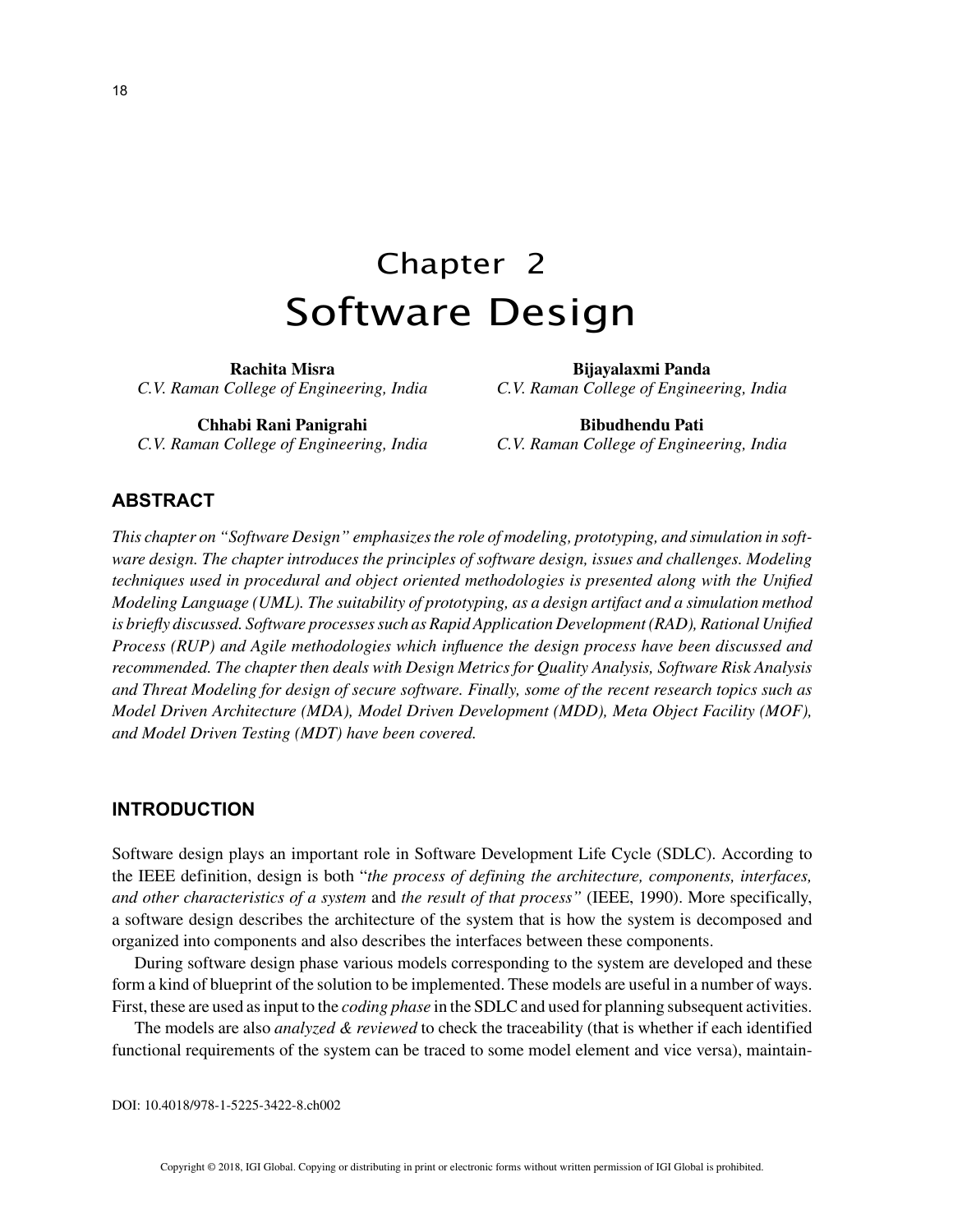# Chapter 2
# Software Design

**Rachita Misra**
*C.V. Raman College of Engineering, India*

**Bijayalaxmi Panda**
*C.V. Raman College of Engineering, India*

**Chhabi Rani Panigrahi**
*C.V. Raman College of Engineering, India*

**Bibudhendu Pati**
*C.V. Raman College of Engineering, India*

## ABSTRACT

*This chapter on "Software Design" emphasizes the role of modeling, prototyping, and simulation in software design. The chapter introduces the principles of software design, issues and challenges. Modeling techniques used in procedural and object oriented methodologies is presented along with the Unified Modeling Language (UML). The suitability of prototyping, as a design artifact and a simulation method is briefly discussed. Software processes such as Rapid Application Development (RAD), Rational Unified Process (RUP) and Agile methodologies which influence the design process have been discussed and recommended. The chapter then deals with Design Metrics for Quality Analysis, Software Risk Analysis and Threat Modeling for design of secure software. Finally, some of the recent research topics such as Model Driven Architecture (MDA), Model Driven Development (MDD), Meta Object Facility (MOF), and Model Driven Testing (MDT) have been covered.*

## INTRODUCTION

Software design plays an important role in Software Development Life Cycle (SDLC). According to the IEEE definition, design is both "*the process of defining the architecture, components, interfaces, and other characteristics of a system* and *the result of that process"* (IEEE, 1990). More specifically, a software design describes the architecture of the system that is how the system is decomposed and organized into components and also describes the interfaces between these components.

During software design phase various models corresponding to the system are developed and these form a kind of blueprint of the solution to be implemented. These models are useful in a number of ways. First, these are used as input to the *coding phase* in the SDLC and used for planning subsequent activities.

The models are also *analyzed & reviewed* to check the traceability (that is whether if each identified functional requirements of the system can be traced to some model element and vice versa), maintain-

DOI: 10.4018/978-1-5225-3422-8.ch002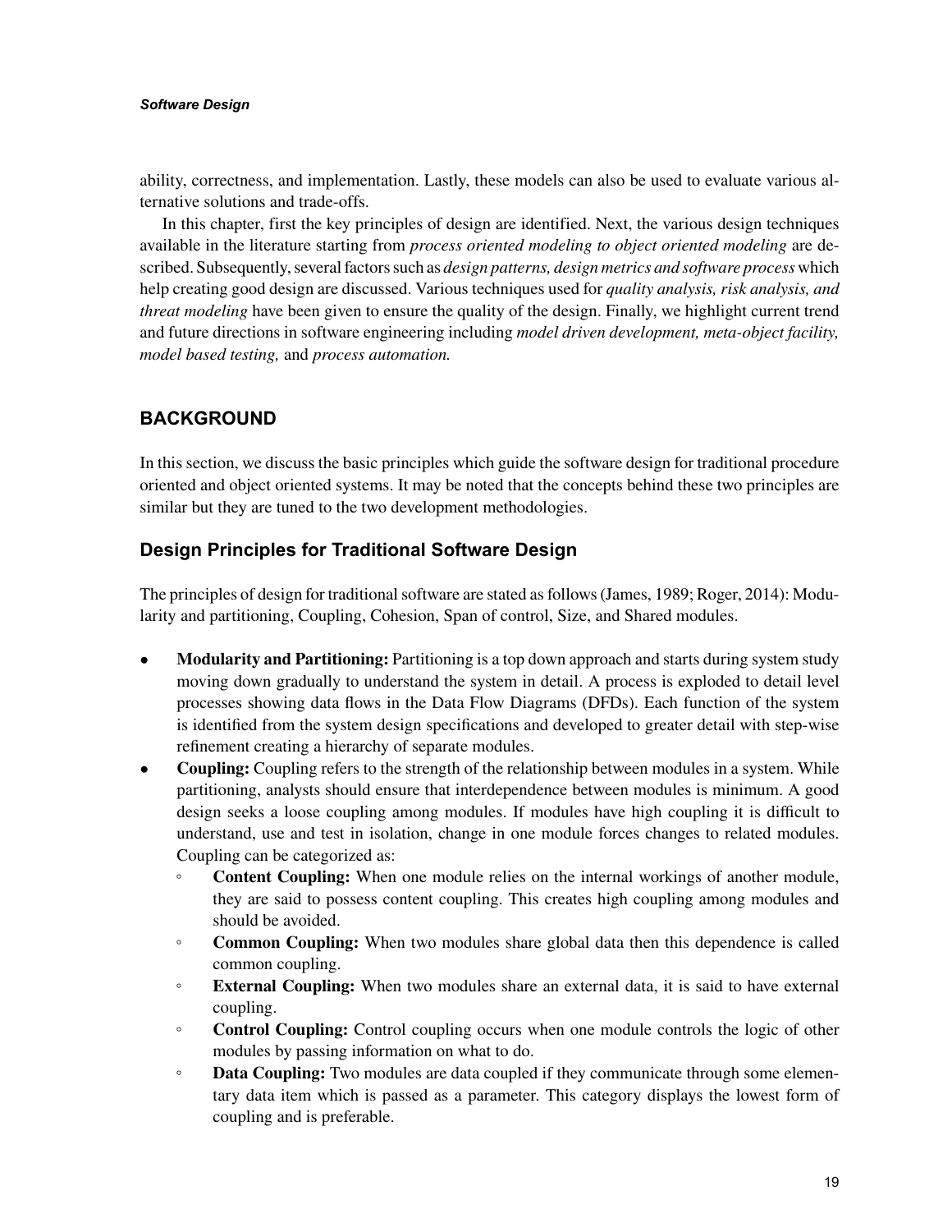ability, correctness, and implementation. Lastly, these models can also be used to evaluate various alternative solutions and trade-offs.

In this chapter, first the key principles of design are identified. Next, the various design techniques available in the literature starting from *process oriented modeling to object oriented modeling* are described. Subsequently, several factors such as *design patterns, design metrics and software process* which help creating good design are discussed. Various techniques used for *quality analysis, risk analysis, and threat modeling* have been given to ensure the quality of the design. Finally, we highlight current trend and future directions in software engineering including *model driven development, meta-object facility, model based testing,* and *process automation.*

## BACKGROUND

In this section, we discuss the basic principles which guide the software design for traditional procedure oriented and object oriented systems. It may be noted that the concepts behind these two principles are similar but they are tuned to the two development methodologies.

### Design Principles for Traditional Software Design

The principles of design for traditional software are stated as follows (James, 1989; Roger, 2014): Modularity and partitioning, Coupling, Cohesion, Span of control, Size, and Shared modules.

- **Modularity and Partitioning:** Partitioning is a top down approach and starts during system study moving down gradually to understand the system in detail. A process is exploded to detail level processes showing data flows in the Data Flow Diagrams (DFDs). Each function of the system is identified from the system design specifications and developed to greater detail with step-wise refinement creating a hierarchy of separate modules.
- **Coupling:** Coupling refers to the strength of the relationship between modules in a system. While partitioning, analysts should ensure that interdependence between modules is minimum. A good design seeks a loose coupling among modules. If modules have high coupling it is difficult to understand, use and test in isolation, change in one module forces changes to related modules. Coupling can be categorized as:
    - **Content Coupling:** When one module relies on the internal workings of another module, they are said to possess content coupling. This creates high coupling among modules and should be avoided.
    - **Common Coupling:** When two modules share global data then this dependence is called common coupling.
    - **External Coupling:** When two modules share an external data, it is said to have external coupling.
    - **Control Coupling:** Control coupling occurs when one module controls the logic of other modules by passing information on what to do.
    - **Data Coupling:** Two modules are data coupled if they communicate through some elementary data item which is passed as a parameter. This category displays the lowest form of coupling and is preferable.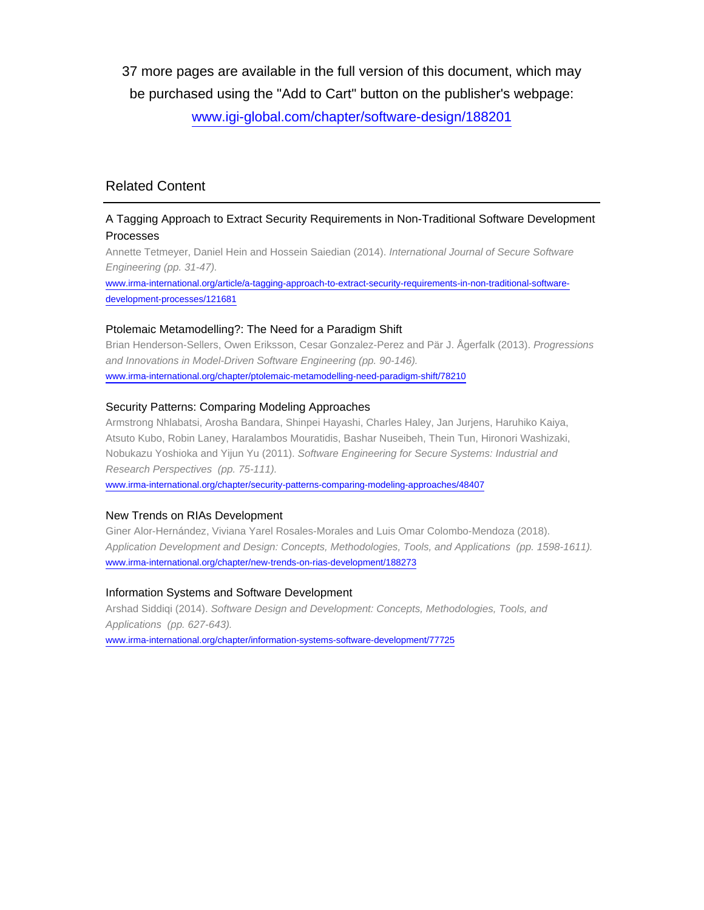37 more pages are available in the full version of this document, which may be purchased using the "Add to Cart" button on the publisher's webpage: [www.igi-global.com/chapter/software-design/188201](www.igi-global.com/chapter/software-design/188201)

## Related Content

A Tagging Approach to Extract Security Requirements in Non-Traditional Software Development Processes

Annette Tetmeyer, Daniel Hein and Hossein Saiedian (2014). *International Journal of Secure Software Engineering (pp. 31-47).*

[www.irma-international.org/article/a-tagging-approach-to-extract-security-requirements-in-non-traditional-software-development-processes/121681](www.irma-international.org/article/a-tagging-approach-to-extract-security-requirements-in-non-traditional-software-development-processes/121681)

Ptolemaic Metamodelling?: The Need for a Paradigm Shift

Brian Henderson-Sellers, Owen Eriksson, Cesar Gonzalez-Perez and Pär J. Ågerfalk (2013). *Progressions and Innovations in Model-Driven Software Engineering (pp. 90-146).*

[www.irma-international.org/chapter/ptolemaic-metamodelling-need-paradigm-shift/78210](www.irma-international.org/chapter/ptolemaic-metamodelling-need-paradigm-shift/78210)

Security Patterns: Comparing Modeling Approaches

Armstrong Nhlabatsi, Arosha Bandara, Shinpei Hayashi, Charles Haley, Jan Jurjens, Haruhiko Kaiya, Atsuto Kubo, Robin Laney, Haralambos Mouratidis, Bashar Nuseibeh, Thein Tun, Hironori Washizaki, Nobukazu Yoshioka and Yijun Yu (2011). *Software Engineering for Secure Systems: Industrial and Research Perspectives (pp. 75-111).*

[www.irma-international.org/chapter/security-patterns-comparing-modeling-approaches/48407](www.irma-international.org/chapter/security-patterns-comparing-modeling-approaches/48407)

New Trends on RIAs Development

Giner Alor-Hernández, Viviana Yarel Rosales-Morales and Luis Omar Colombo-Mendoza (2018). *Application Development and Design: Concepts, Methodologies, Tools, and Applications (pp. 1598-1611).*

[www.irma-international.org/chapter/new-trends-on-rias-development/188273](www.irma-international.org/chapter/new-trends-on-rias-development/188273)

Information Systems and Software Development

Arshad Siddiqi (2014). *Software Design and Development: Concepts, Methodologies, Tools, and Applications (pp. 627-643).*

[www.irma-international.org/chapter/information-systems-software-development/77725](www.irma-international.org/chapter/information-systems-software-development/77725)